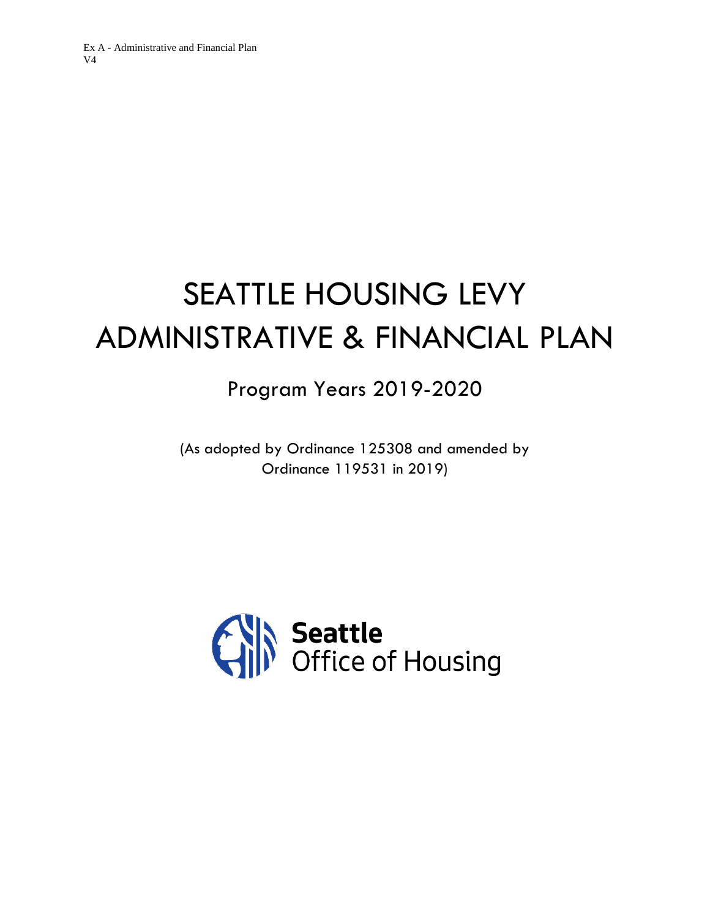Ex A - Administrative and Financial Plan
V4

# SEATTLE HOUSING LEVY ADMINISTRATIVE & FINANCIAL PLAN

## Program Years 2019-2020

(As adopted by Ordinance 125308 and amended by Ordinance 119531 in 2019)

**Seattle**
Office of Housing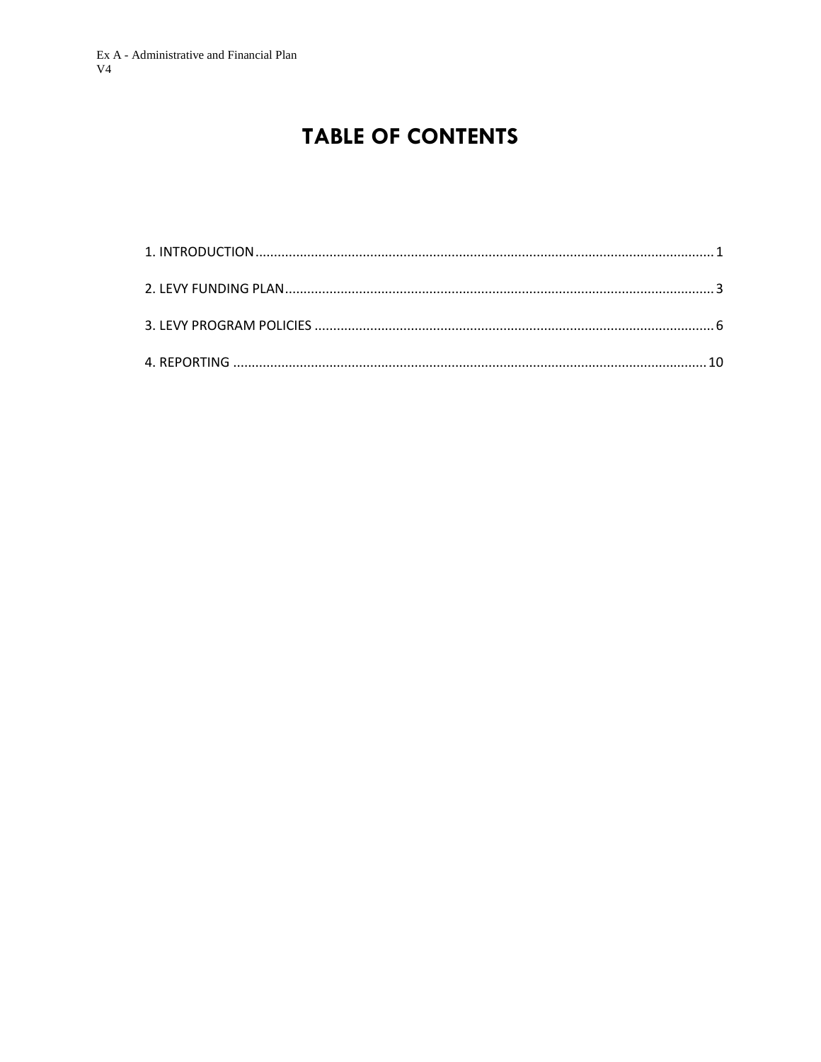# TABLE OF CONTENTS

1. INTRODUCTION ........................................................................................................................ 1

2. LEVY FUNDING PLAN ............................................................................................................... 3

3. LEVY PROGRAM POLICIES ....................................................................................................... 6

4. REPORTING ........................................................................................................................... 10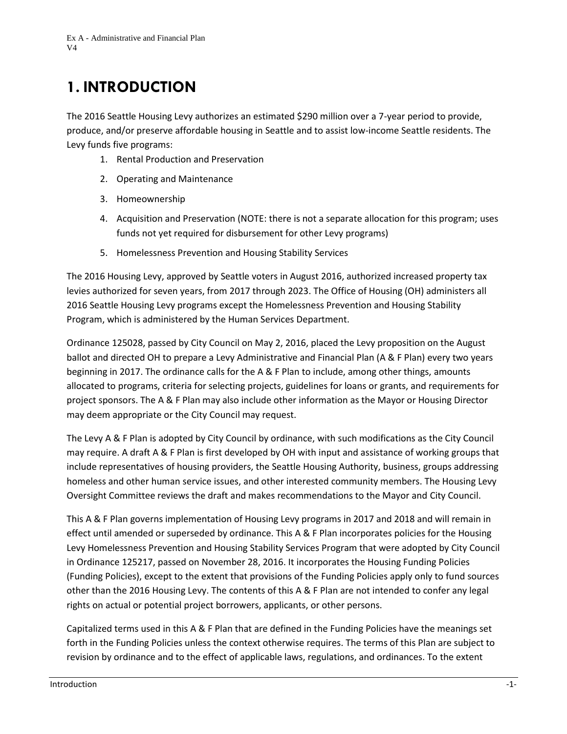# 1. INTRODUCTION

The 2016 Seattle Housing Levy authorizes an estimated $290 million over a 7-year period to provide, produce, and/or preserve affordable housing in Seattle and to assist low-income Seattle residents. The Levy funds five programs:

1. Rental Production and Preservation
2. Operating and Maintenance
3. Homeownership
4. Acquisition and Preservation (NOTE: there is not a separate allocation for this program; uses funds not yet required for disbursement for other Levy programs)
5. Homelessness Prevention and Housing Stability Services

The 2016 Housing Levy, approved by Seattle voters in August 2016, authorized increased property tax levies authorized for seven years, from 2017 through 2023. The Office of Housing (OH) administers all 2016 Seattle Housing Levy programs except the Homelessness Prevention and Housing Stability Program, which is administered by the Human Services Department.

Ordinance 125028, passed by City Council on May 2, 2016, placed the Levy proposition on the August ballot and directed OH to prepare a Levy Administrative and Financial Plan (A & F Plan) every two years beginning in 2017. The ordinance calls for the A & F Plan to include, among other things, amounts allocated to programs, criteria for selecting projects, guidelines for loans or grants, and requirements for project sponsors. The A & F Plan may also include other information as the Mayor or Housing Director may deem appropriate or the City Council may request.

The Levy A & F Plan is adopted by City Council by ordinance, with such modifications as the City Council may require. A draft A & F Plan is first developed by OH with input and assistance of working groups that include representatives of housing providers, the Seattle Housing Authority, business, groups addressing homeless and other human service issues, and other interested community members. The Housing Levy Oversight Committee reviews the draft and makes recommendations to the Mayor and City Council.

This A & F Plan governs implementation of Housing Levy programs in 2017 and 2018 and will remain in effect until amended or superseded by ordinance. This A & F Plan incorporates policies for the Housing Levy Homelessness Prevention and Housing Stability Services Program that were adopted by City Council in Ordinance 125217, passed on November 28, 2016. It incorporates the Housing Funding Policies (Funding Policies), except to the extent that provisions of the Funding Policies apply only to fund sources other than the 2016 Housing Levy. The contents of this A & F Plan are not intended to confer any legal rights on actual or potential project borrowers, applicants, or other persons.

Capitalized terms used in this A & F Plan that are defined in the Funding Policies have the meanings set forth in the Funding Policies unless the context otherwise requires. The terms of this Plan are subject to revision by ordinance and to the effect of applicable laws, regulations, and ordinances. To the extent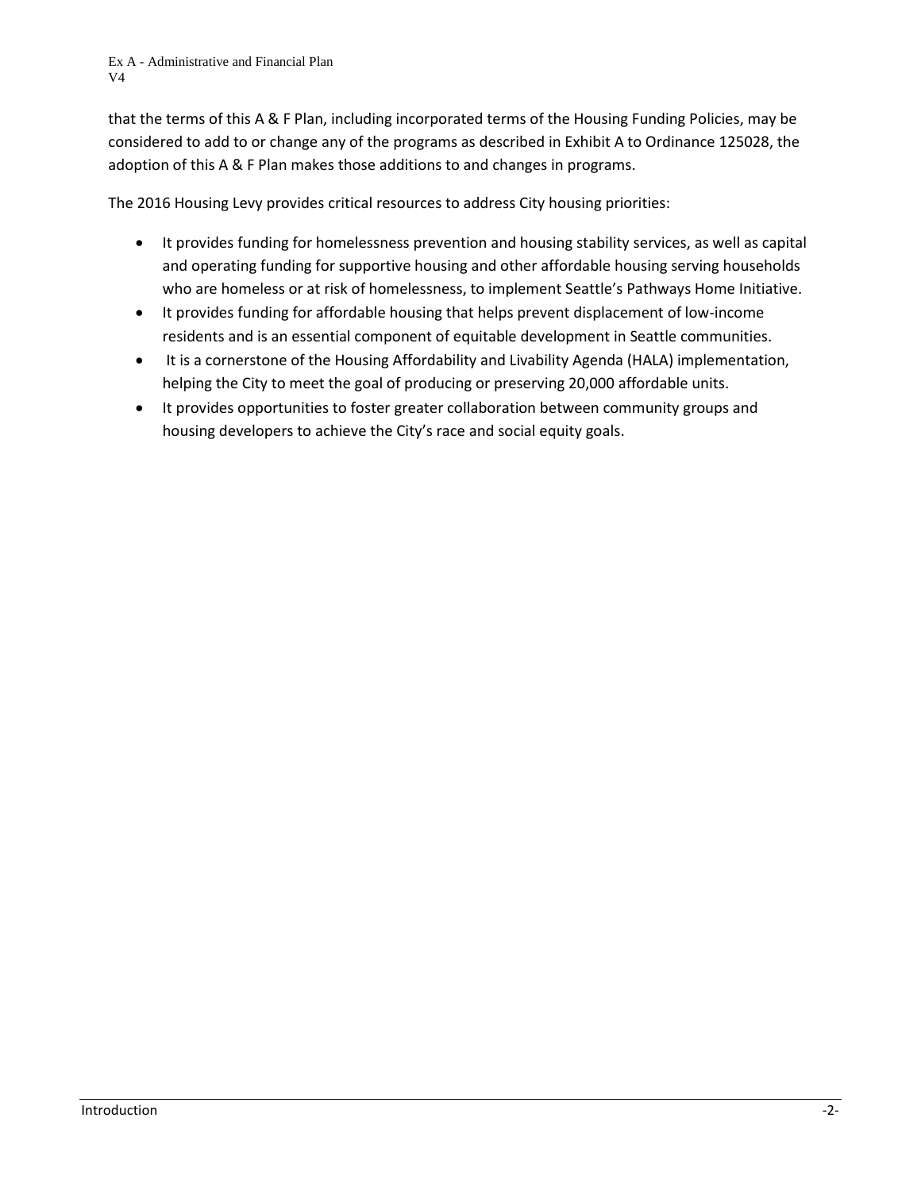that the terms of this A & F Plan, including incorporated terms of the Housing Funding Policies, may be considered to add to or change any of the programs as described in Exhibit A to Ordinance 125028, the adoption of this A & F Plan makes those additions to and changes in programs.

The 2016 Housing Levy provides critical resources to address City housing priorities:

- It provides funding for homelessness prevention and housing stability services, as well as capital and operating funding for supportive housing and other affordable housing serving households who are homeless or at risk of homelessness, to implement Seattle's Pathways Home Initiative.
- It provides funding for affordable housing that helps prevent displacement of low-income residents and is an essential component of equitable development in Seattle communities.
- It is a cornerstone of the Housing Affordability and Livability Agenda (HALA) implementation, helping the City to meet the goal of producing or preserving 20,000 affordable units.
- It provides opportunities to foster greater collaboration between community groups and housing developers to achieve the City's race and social equity goals.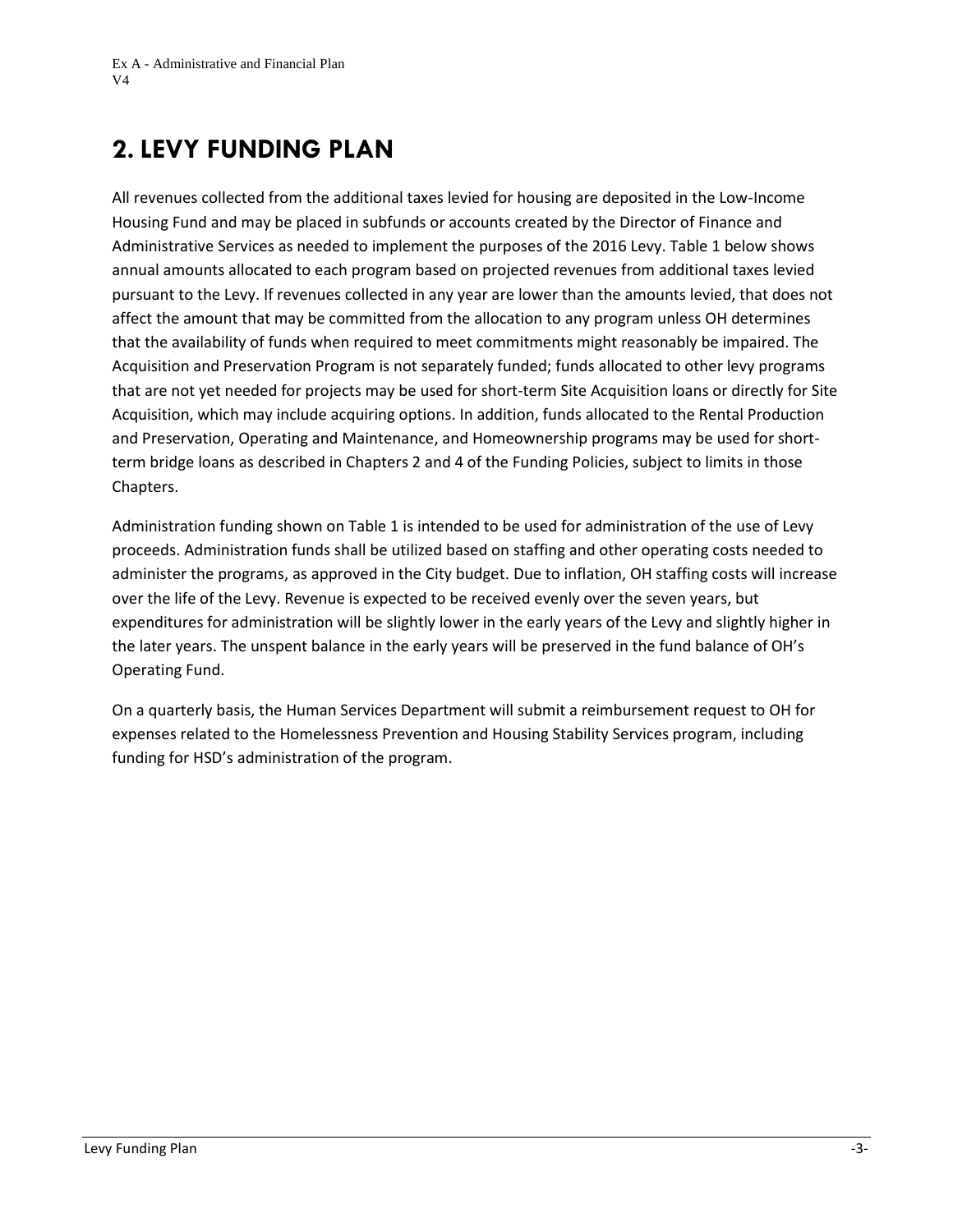## 2. LEVY FUNDING PLAN

All revenues collected from the additional taxes levied for housing are deposited in the Low-Income Housing Fund and may be placed in subfunds or accounts created by the Director of Finance and Administrative Services as needed to implement the purposes of the 2016 Levy. Table 1 below shows annual amounts allocated to each program based on projected revenues from additional taxes levied pursuant to the Levy. If revenues collected in any year are lower than the amounts levied, that does not affect the amount that may be committed from the allocation to any program unless OH determines that the availability of funds when required to meet commitments might reasonably be impaired. The Acquisition and Preservation Program is not separately funded; funds allocated to other levy programs that are not yet needed for projects may be used for short-term Site Acquisition loans or directly for Site Acquisition, which may include acquiring options. In addition, funds allocated to the Rental Production and Preservation, Operating and Maintenance, and Homeownership programs may be used for short-term bridge loans as described in Chapters 2 and 4 of the Funding Policies, subject to limits in those Chapters.

Administration funding shown on Table 1 is intended to be used for administration of the use of Levy proceeds. Administration funds shall be utilized based on staffing and other operating costs needed to administer the programs, as approved in the City budget. Due to inflation, OH staffing costs will increase over the life of the Levy. Revenue is expected to be received evenly over the seven years, but expenditures for administration will be slightly lower in the early years of the Levy and slightly higher in the later years. The unspent balance in the early years will be preserved in the fund balance of OH's Operating Fund.

On a quarterly basis, the Human Services Department will submit a reimbursement request to OH for expenses related to the Homelessness Prevention and Housing Stability Services program, including funding for HSD's administration of the program.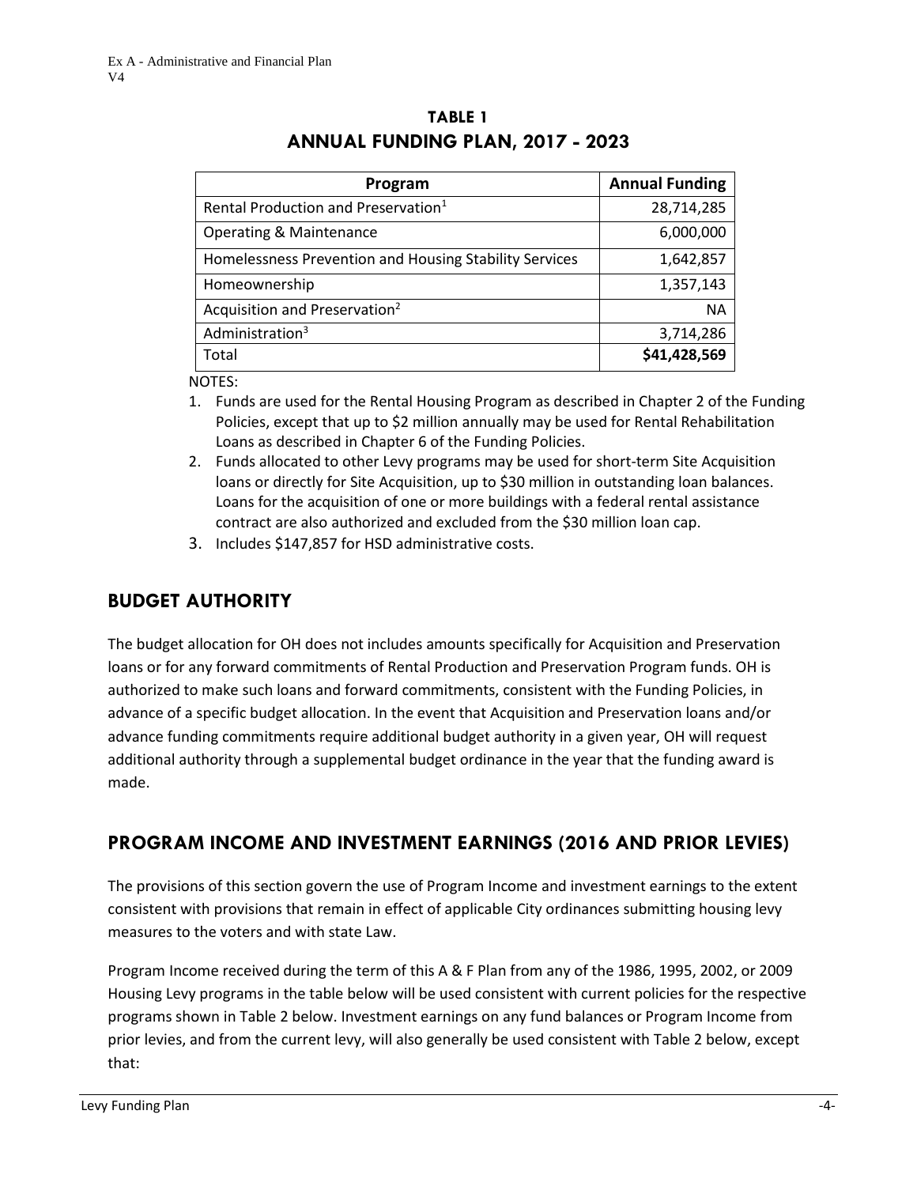Ex A - Administrative and Financial Plan
V4

## TABLE 1
## ANNUAL FUNDING PLAN, 2017 - 2023

| Program | Annual Funding |
|---|---:|
| Rental Production and Preservation[1] | 28,714,285 |
| Operating & Maintenance | 6,000,000 |
| Homelessness Prevention and Housing Stability Services | 1,642,857 |
| Homeownership | 1,357,143 |
| Acquisition and Preservation[2] | NA |
| Administration[3] | 3,714,286 |
| Total | **$41,428,569** |

NOTES:

1. Funds are used for the Rental Housing Program as described in Chapter 2 of the Funding Policies, except that up to $2 million annually may be used for Rental Rehabilitation Loans as described in Chapter 6 of the Funding Policies.
2. Funds allocated to other Levy programs may be used for short-term Site Acquisition loans or directly for Site Acquisition, up to $30 million in outstanding loan balances. Loans for the acquisition of one or more buildings with a federal rental assistance contract are also authorized and excluded from the $30 million loan cap.
3. Includes $147,857 for HSD administrative costs.

## BUDGET AUTHORITY

The budget allocation for OH does not includes amounts specifically for Acquisition and Preservation loans or for any forward commitments of Rental Production and Preservation Program funds. OH is authorized to make such loans and forward commitments, consistent with the Funding Policies, in advance of a specific budget allocation. In the event that Acquisition and Preservation loans and/or advance funding commitments require additional budget authority in a given year, OH will request additional authority through a supplemental budget ordinance in the year that the funding award is made.

## PROGRAM INCOME AND INVESTMENT EARNINGS (2016 AND PRIOR LEVIES)

The provisions of this section govern the use of Program Income and investment earnings to the extent consistent with provisions that remain in effect of applicable City ordinances submitting housing levy measures to the voters and with state Law.

Program Income received during the term of this A & F Plan from any of the 1986, 1995, 2002, or 2009 Housing Levy programs in the table below will be used consistent with current policies for the respective programs shown in Table 2 below. Investment earnings on any fund balances or Program Income from prior levies, and from the current levy, will also generally be used consistent with Table 2 below, except that: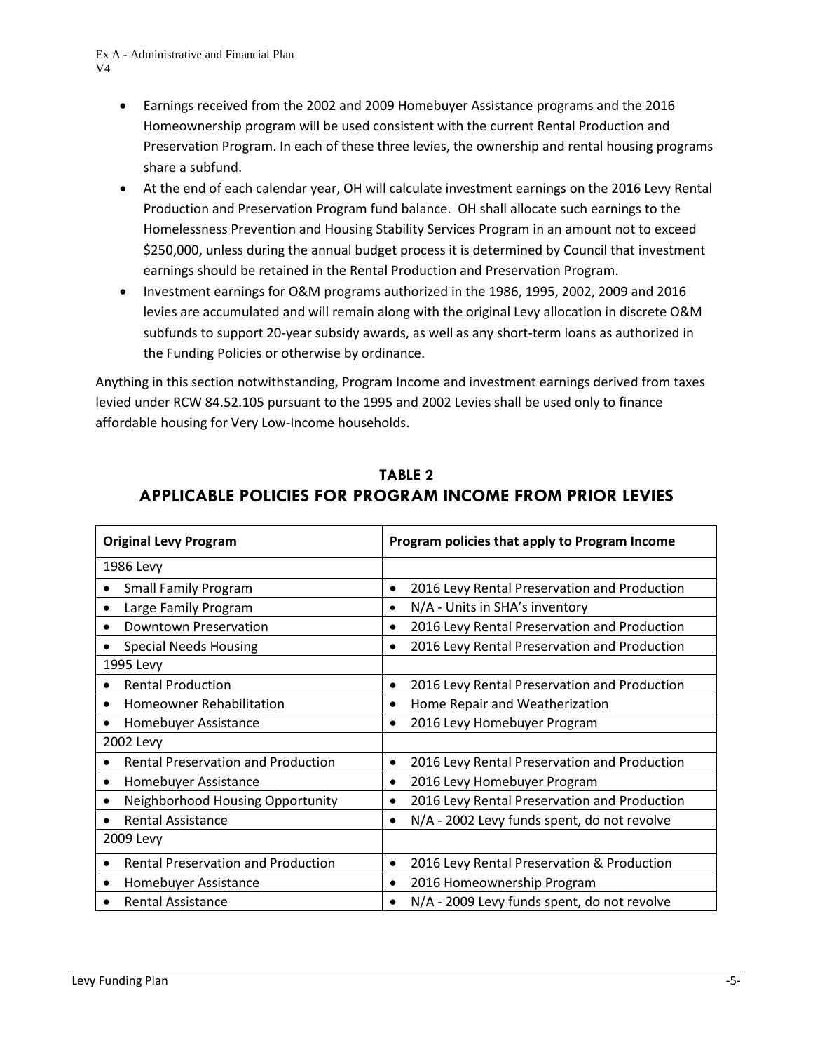- Earnings received from the 2002 and 2009 Homebuyer Assistance programs and the 2016 Homeownership program will be used consistent with the current Rental Production and Preservation Program. In each of these three levies, the ownership and rental housing programs share a subfund.
- At the end of each calendar year, OH will calculate investment earnings on the 2016 Levy Rental Production and Preservation Program fund balance. OH shall allocate such earnings to the Homelessness Prevention and Housing Stability Services Program in an amount not to exceed $250,000, unless during the annual budget process it is determined by Council that investment earnings should be retained in the Rental Production and Preservation Program.
- Investment earnings for O&M programs authorized in the 1986, 1995, 2002, 2009 and 2016 levies are accumulated and will remain along with the original Levy allocation in discrete O&M subfunds to support 20-year subsidy awards, as well as any short-term loans as authorized in the Funding Policies or otherwise by ordinance.

Anything in this section notwithstanding, Program Income and investment earnings derived from taxes levied under RCW 84.52.105 pursuant to the 1995 and 2002 Levies shall be used only to finance affordable housing for Very Low-Income households.

## TABLE 2
## APPLICABLE POLICIES FOR PROGRAM INCOME FROM PRIOR LEVIES

| Original Levy Program | Program policies that apply to Program Income |
|---|---|
| 1986 Levy | |
| • Small Family Program | • 2016 Levy Rental Preservation and Production |
| • Large Family Program | • N/A - Units in SHA's inventory |
| • Downtown Preservation | • 2016 Levy Rental Preservation and Production |
| • Special Needs Housing | • 2016 Levy Rental Preservation and Production |
| 1995 Levy | |
| • Rental Production | • 2016 Levy Rental Preservation and Production |
| • Homeowner Rehabilitation | • Home Repair and Weatherization |
| • Homebuyer Assistance | • 2016 Levy Homebuyer Program |
| 2002 Levy | |
| • Rental Preservation and Production | • 2016 Levy Rental Preservation and Production |
| • Homebuyer Assistance | • 2016 Levy Homebuyer Program |
| • Neighborhood Housing Opportunity | • 2016 Levy Rental Preservation and Production |
| • Rental Assistance | • N/A - 2002 Levy funds spent, do not revolve |
| 2009 Levy | |
| • Rental Preservation and Production | • 2016 Levy Rental Preservation & Production |
| • Homebuyer Assistance | • 2016 Homeownership Program |
| • Rental Assistance | • N/A - 2009 Levy funds spent, do not revolve |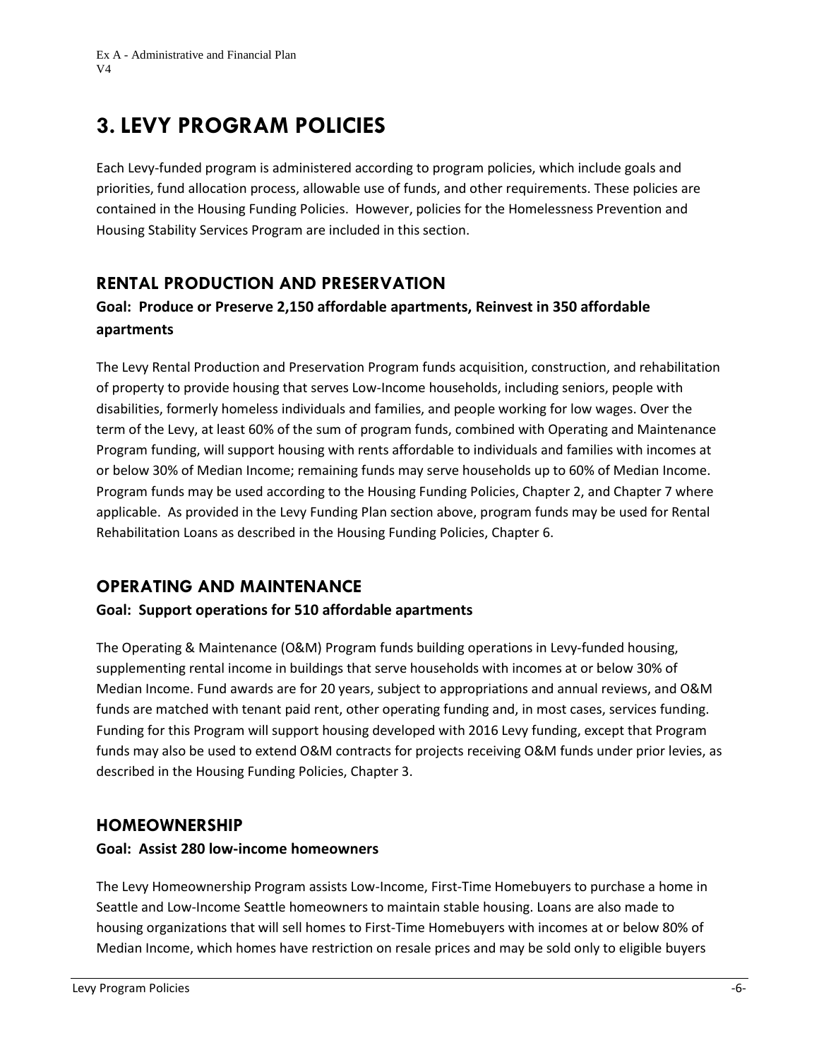# 3. LEVY PROGRAM POLICIES

Each Levy-funded program is administered according to program policies, which include goals and priorities, fund allocation process, allowable use of funds, and other requirements. These policies are contained in the Housing Funding Policies. However, policies for the Homelessness Prevention and Housing Stability Services Program are included in this section.

## RENTAL PRODUCTION AND PRESERVATION

### Goal: Produce or Preserve 2,150 affordable apartments, Reinvest in 350 affordable apartments

The Levy Rental Production and Preservation Program funds acquisition, construction, and rehabilitation of property to provide housing that serves Low-Income households, including seniors, people with disabilities, formerly homeless individuals and families, and people working for low wages. Over the term of the Levy, at least 60% of the sum of program funds, combined with Operating and Maintenance Program funding, will support housing with rents affordable to individuals and families with incomes at or below 30% of Median Income; remaining funds may serve households up to 60% of Median Income. Program funds may be used according to the Housing Funding Policies, Chapter 2, and Chapter 7 where applicable. As provided in the Levy Funding Plan section above, program funds may be used for Rental Rehabilitation Loans as described in the Housing Funding Policies, Chapter 6.

## OPERATING AND MAINTENANCE

### Goal: Support operations for 510 affordable apartments

The Operating & Maintenance (O&M) Program funds building operations in Levy-funded housing, supplementing rental income in buildings that serve households with incomes at or below 30% of Median Income. Fund awards are for 20 years, subject to appropriations and annual reviews, and O&M funds are matched with tenant paid rent, other operating funding and, in most cases, services funding. Funding for this Program will support housing developed with 2016 Levy funding, except that Program funds may also be used to extend O&M contracts for projects receiving O&M funds under prior levies, as described in the Housing Funding Policies, Chapter 3.

## HOMEOWNERSHIP

### Goal: Assist 280 low-income homeowners

The Levy Homeownership Program assists Low-Income, First-Time Homebuyers to purchase a home in Seattle and Low-Income Seattle homeowners to maintain stable housing. Loans are also made to housing organizations that will sell homes to First-Time Homebuyers with incomes at or below 80% of Median Income, which homes have restriction on resale prices and may be sold only to eligible buyers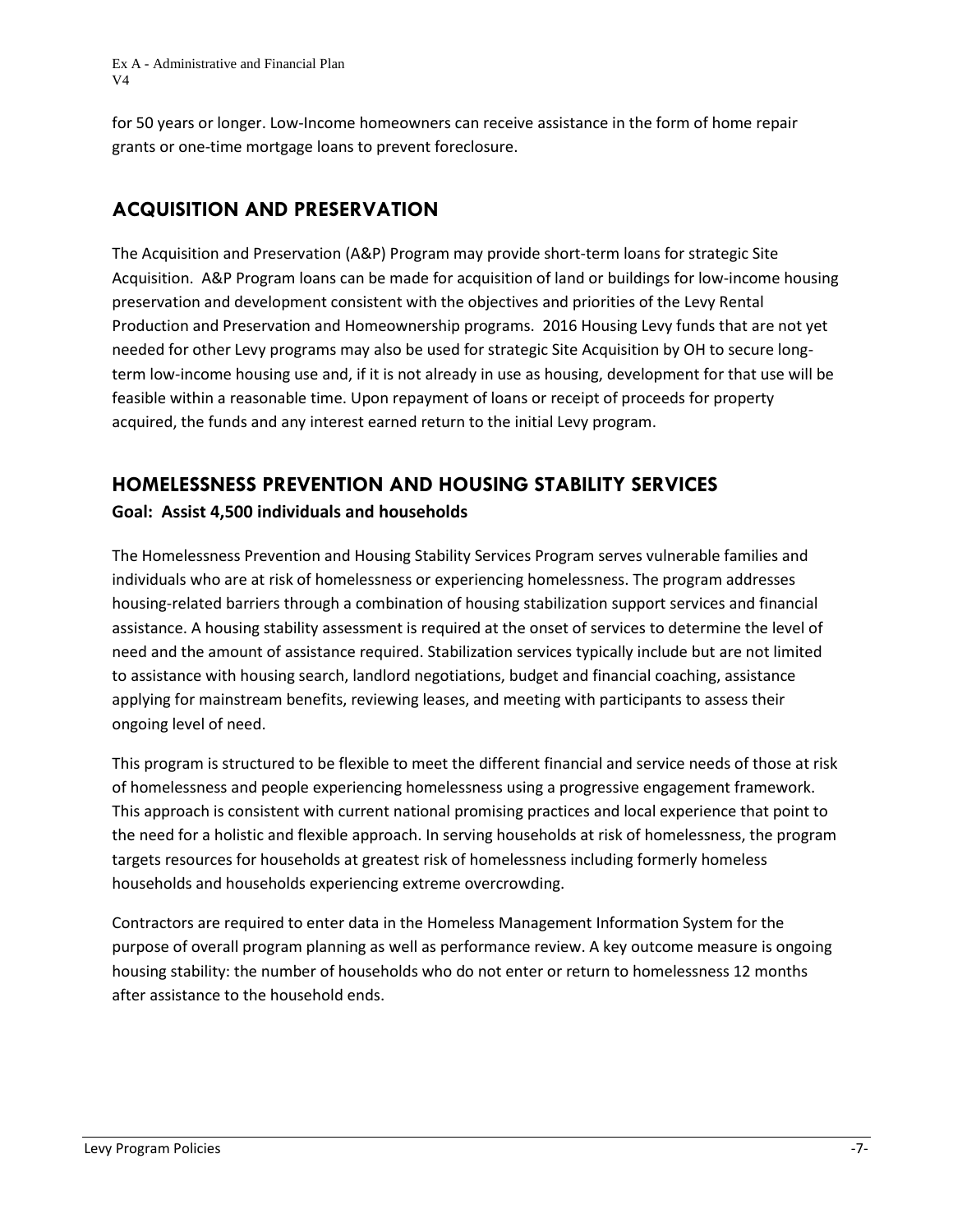for 50 years or longer. Low-Income homeowners can receive assistance in the form of home repair grants or one-time mortgage loans to prevent foreclosure.

## ACQUISITION AND PRESERVATION

The Acquisition and Preservation (A&P) Program may provide short-term loans for strategic Site Acquisition. A&P Program loans can be made for acquisition of land or buildings for low-income housing preservation and development consistent with the objectives and priorities of the Levy Rental Production and Preservation and Homeownership programs. 2016 Housing Levy funds that are not yet needed for other Levy programs may also be used for strategic Site Acquisition by OH to secure long-term low-income housing use and, if it is not already in use as housing, development for that use will be feasible within a reasonable time. Upon repayment of loans or receipt of proceeds for property acquired, the funds and any interest earned return to the initial Levy program.

## HOMELESSNESS PREVENTION AND HOUSING STABILITY SERVICES

**Goal: Assist 4,500 individuals and households**

The Homelessness Prevention and Housing Stability Services Program serves vulnerable families and individuals who are at risk of homelessness or experiencing homelessness. The program addresses housing-related barriers through a combination of housing stabilization support services and financial assistance. A housing stability assessment is required at the onset of services to determine the level of need and the amount of assistance required. Stabilization services typically include but are not limited to assistance with housing search, landlord negotiations, budget and financial coaching, assistance applying for mainstream benefits, reviewing leases, and meeting with participants to assess their ongoing level of need.

This program is structured to be flexible to meet the different financial and service needs of those at risk of homelessness and people experiencing homelessness using a progressive engagement framework. This approach is consistent with current national promising practices and local experience that point to the need for a holistic and flexible approach. In serving households at risk of homelessness, the program targets resources for households at greatest risk of homelessness including formerly homeless households and households experiencing extreme overcrowding.

Contractors are required to enter data in the Homeless Management Information System for the purpose of overall program planning as well as performance review. A key outcome measure is ongoing housing stability: the number of households who do not enter or return to homelessness 12 months after assistance to the household ends.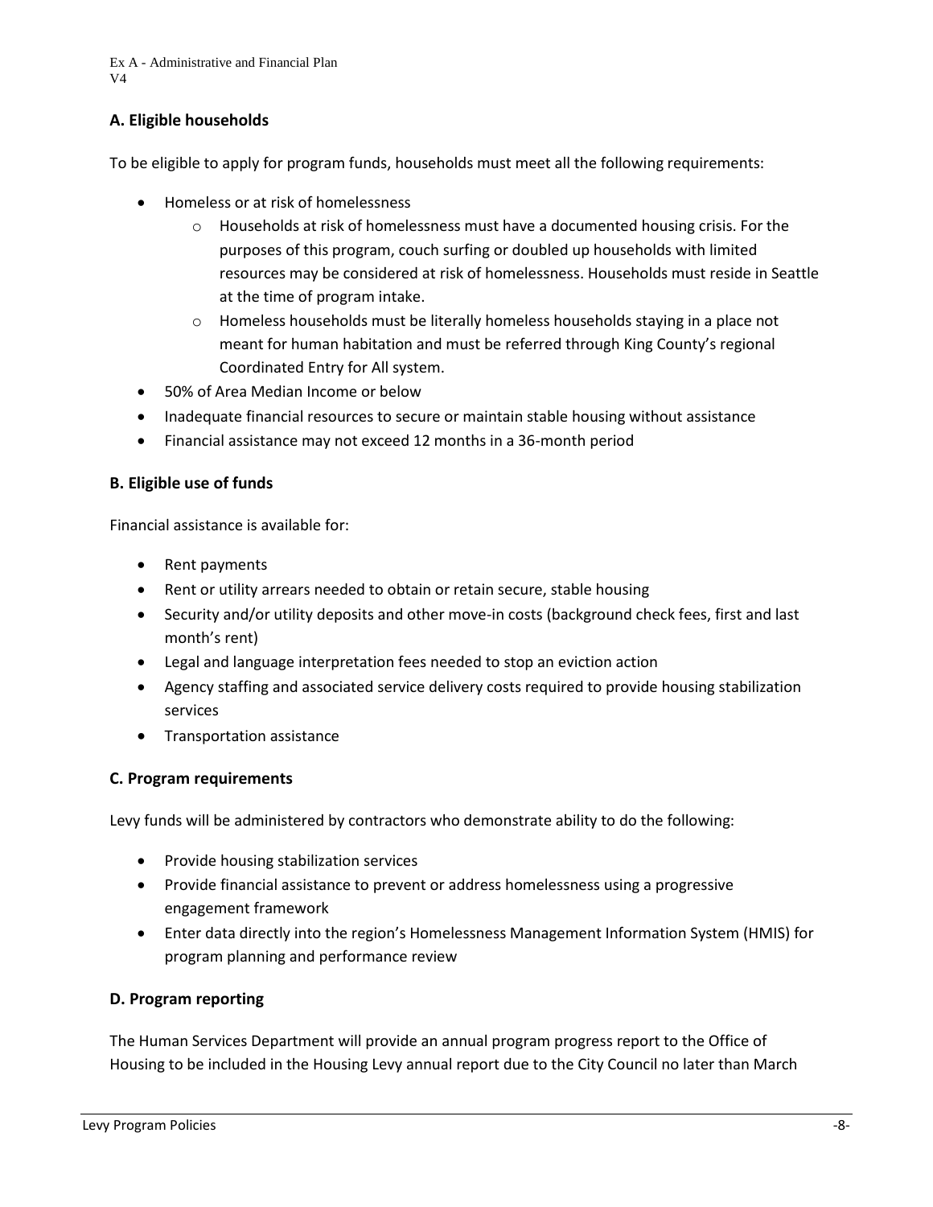### A. Eligible households

To be eligible to apply for program funds, households must meet all the following requirements:

- Homeless or at risk of homelessness
  - Households at risk of homelessness must have a documented housing crisis. For the purposes of this program, couch surfing or doubled up households with limited resources may be considered at risk of homelessness. Households must reside in Seattle at the time of program intake.
  - Homeless households must be literally homeless households staying in a place not meant for human habitation and must be referred through King County's regional Coordinated Entry for All system.
- 50% of Area Median Income or below
- Inadequate financial resources to secure or maintain stable housing without assistance
- Financial assistance may not exceed 12 months in a 36-month period

### B. Eligible use of funds

Financial assistance is available for:

- Rent payments
- Rent or utility arrears needed to obtain or retain secure, stable housing
- Security and/or utility deposits and other move-in costs (background check fees, first and last month's rent)
- Legal and language interpretation fees needed to stop an eviction action
- Agency staffing and associated service delivery costs required to provide housing stabilization services
- Transportation assistance

### C. Program requirements

Levy funds will be administered by contractors who demonstrate ability to do the following:

- Provide housing stabilization services
- Provide financial assistance to prevent or address homelessness using a progressive engagement framework
- Enter data directly into the region's Homelessness Management Information System (HMIS) for program planning and performance review

### D. Program reporting

The Human Services Department will provide an annual program progress report to the Office of Housing to be included in the Housing Levy annual report due to the City Council no later than March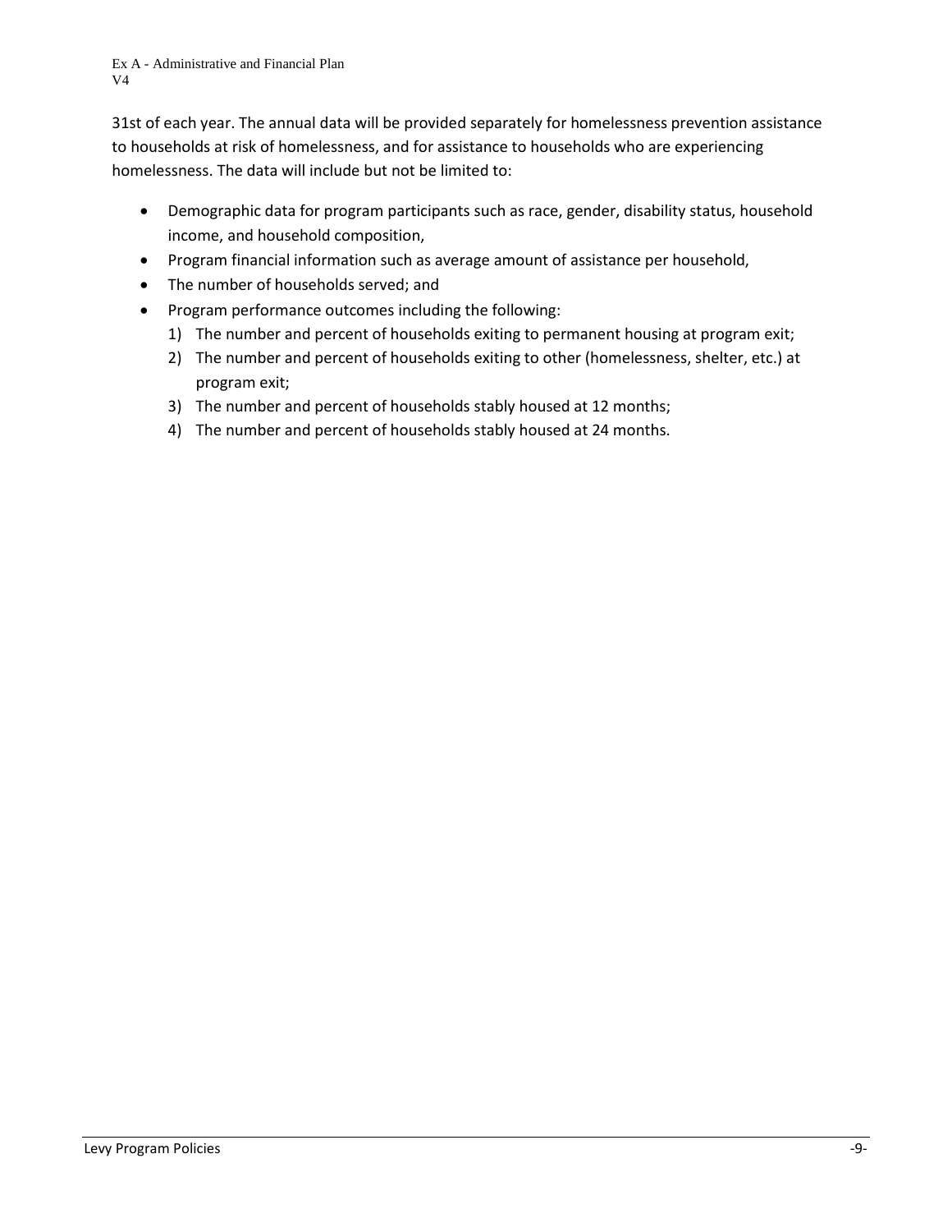31st of each year. The annual data will be provided separately for homelessness prevention assistance to households at risk of homelessness, and for assistance to households who are experiencing homelessness. The data will include but not be limited to:

- Demographic data for program participants such as race, gender, disability status, household income, and household composition,
- Program financial information such as average amount of assistance per household,
- The number of households served; and
- Program performance outcomes including the following:
  1) The number and percent of households exiting to permanent housing at program exit;
  2) The number and percent of households exiting to other (homelessness, shelter, etc.) at program exit;
  3) The number and percent of households stably housed at 12 months;
  4) The number and percent of households stably housed at 24 months.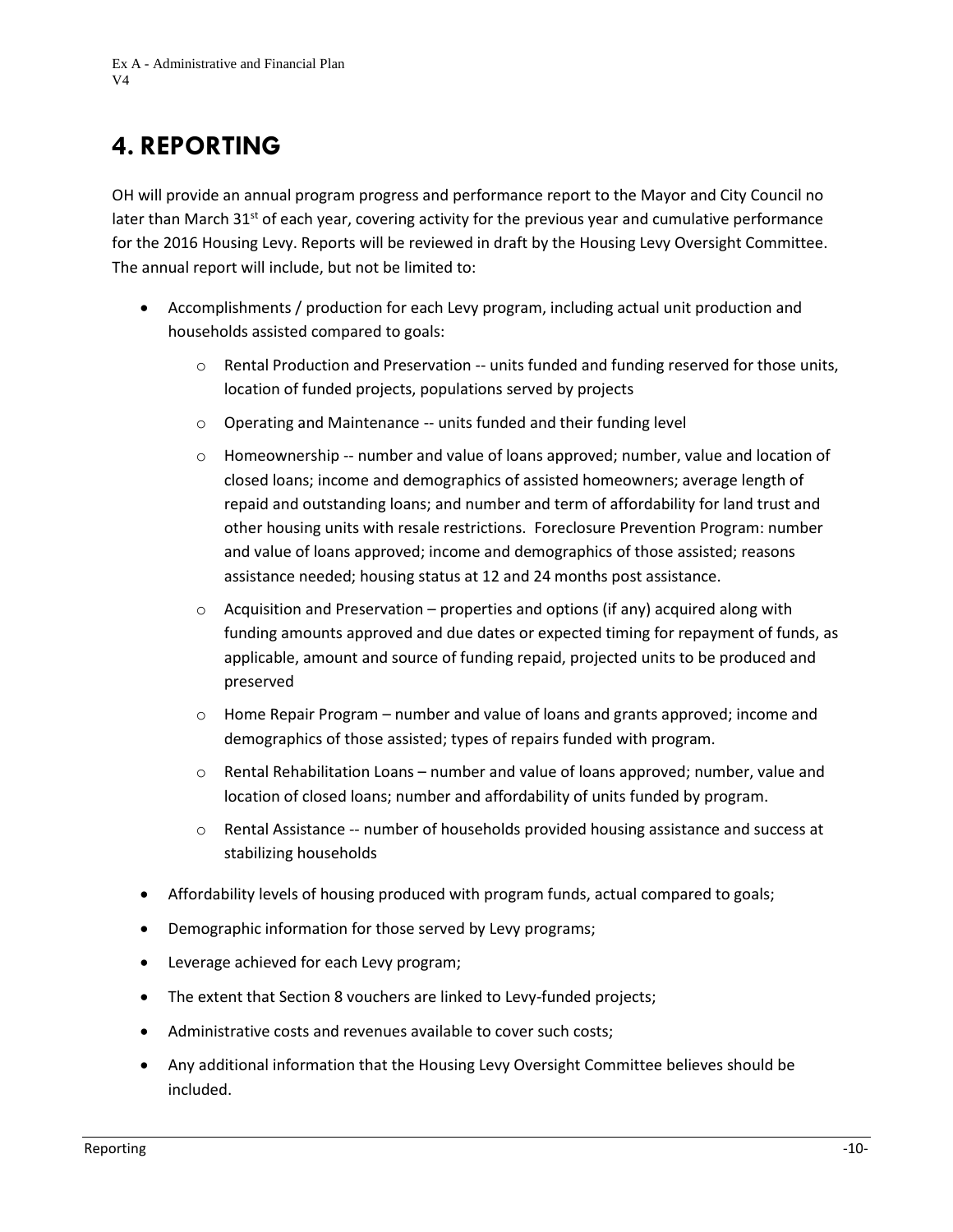# 4. REPORTING

OH will provide an annual program progress and performance report to the Mayor and City Council no later than March 31st of each year, covering activity for the previous year and cumulative performance for the 2016 Housing Levy. Reports will be reviewed in draft by the Housing Levy Oversight Committee. The annual report will include, but not be limited to:

- Accomplishments / production for each Levy program, including actual unit production and households assisted compared to goals:
  - Rental Production and Preservation -- units funded and funding reserved for those units, location of funded projects, populations served by projects
  - Operating and Maintenance -- units funded and their funding level
  - Homeownership -- number and value of loans approved; number, value and location of closed loans; income and demographics of assisted homeowners; average length of repaid and outstanding loans; and number and term of affordability for land trust and other housing units with resale restrictions. Foreclosure Prevention Program: number and value of loans approved; income and demographics of those assisted; reasons assistance needed; housing status at 12 and 24 months post assistance.
  - Acquisition and Preservation – properties and options (if any) acquired along with funding amounts approved and due dates or expected timing for repayment of funds, as applicable, amount and source of funding repaid, projected units to be produced and preserved
  - Home Repair Program – number and value of loans and grants approved; income and demographics of those assisted; types of repairs funded with program.
  - Rental Rehabilitation Loans – number and value of loans approved; number, value and location of closed loans; number and affordability of units funded by program.
  - Rental Assistance -- number of households provided housing assistance and success at stabilizing households
- Affordability levels of housing produced with program funds, actual compared to goals;
- Demographic information for those served by Levy programs;
- Leverage achieved for each Levy program;
- The extent that Section 8 vouchers are linked to Levy-funded projects;
- Administrative costs and revenues available to cover such costs;
- Any additional information that the Housing Levy Oversight Committee believes should be included.